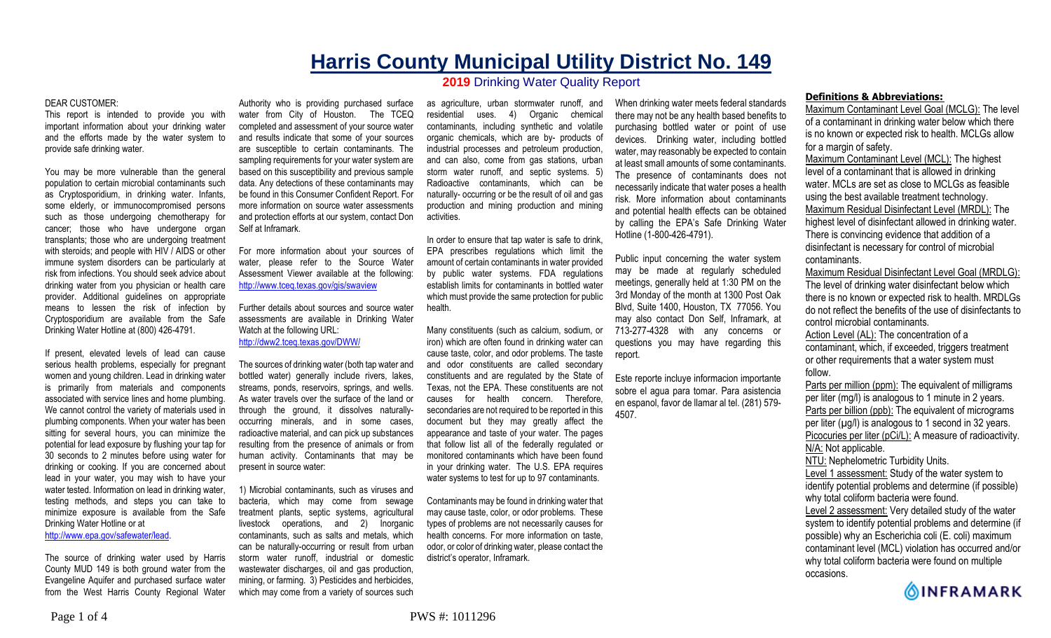# Harris County Municipal Utility District No. 149

## 2019 Drinking Water Quality Report

DEAR CUSTOMER:

This report is intended to provide you with important information about your drinking water and the efforts made by the water system to provide safe drinking water.

You may be more vulnerable than the general population to certain microbial contaminants such as Cryptosporidium, in drinking water. Infants, some elderly, or immunocompromised persons such as those undergoing chemotherapy for cancer; those who have undergone organ transplants; those who are undergoing treatment with steroids; and people with HIV / AIDS or other immune system disorders can be particularly at risk from infections. You should seek advice about drinking water from you physician or health care provider. Additional guidelines on appropriate means to lessen the risk of infection by Cryptosporidium are available from the Safe Drinking Water Hotline at (800) 426-4791.

If present, elevated levels of lead can cause serious health problems, especially for pregnant women and young children. Lead in drinking water is primarily from materials and components associated with service lines and home plumbing. We cannot control the variety of materials used in plumbing components. When your water has been sitting for several hours, you can minimize the potential for lead exposure by flushing your tap for 30 seconds to 2 minutes before using water for drinking or cooking. If you are concerned about lead in your water, you may wish to have your water tested. Information on lead in drinking water, testing methods, and steps you can take to minimize exposure is available from the Safe Drinking Water Hotline or at http://www.epa.gov/safewater/lead.

The source of drinking water used by Harris County MUD 149 is both ground water from the Evangeline Aquifer and purchased surface water from the West Harris County Regional Water Authority who is providing purchased surface water from City of Houston. The TCEQ completed and assessment of your source water and results indicate that some of your sources are susceptible to certain contaminants. The sampling requirements for your water system are based on this susceptibility and previous sample data. Any detections of these contaminants may be found in this Consumer Confident Report. For more information on source water assessments and protection efforts at our system, contact Don Self at Inframark.

For more information about your sources of water, please refer to the Source Water Assessment Viewer available at the following: http://www.tceq.texas.gov/gis/swaview

Further details about sources and source water assessments are available in Drinking Water Watch at the following URL: http://dww2.tceq.texas.gov/DWW/

The sources of drinking water (both tap water and bottled water) generally include rivers, lakes, streams, ponds, reservoirs, springs, and wells. As water travels over the surface of the land or through the ground, it dissolves naturally-occurring minerals, and in some cases, radioactive material, and can pick up substances resulting from the presence of animals or from human activity. Contaminants that may be present in source water:

1) Microbial contaminants, such as viruses and bacteria, which may come from sewage treatment plants, septic systems, agricultural livestock operations, and 2) Inorganic contaminants, such as salts and metals, which can be naturally-occurring or result from urban storm water runoff, industrial or domestic wastewater discharges, oil and gas production, mining, or farming. 3) Pesticides and herbicides, which may come from a variety of sources such as agriculture, urban stormwater runoff, and residential uses. 4) Organic chemical contaminants, including synthetic and volatile organic chemicals, which are by- products of industrial processes and petroleum production, and can also, come from gas stations, urban storm water runoff, and septic systems. 5) Radioactive contaminants, which can be naturally- occurring or be the result of oil and gas production and mining production and mining activities.

In order to ensure that tap water is safe to drink, EPA prescribes regulations which limit the amount of certain contaminants in water provided by public water systems. FDA regulations establish limits for contaminants in bottled water which must provide the same protection for public health.

Many constituents (such as calcium, sodium, or iron) which are often found in drinking water can cause taste, color, and odor problems. The taste and odor constituents are called secondary constituents and are regulated by the State of Texas, not the EPA. These constituents are not causes for health concern. Therefore, secondaries are not required to be reported in this document but they may greatly affect the appearance and taste of your water. The pages that follow list all of the federally regulated or monitored contaminants which have been found in your drinking water. The U.S. EPA requires water systems to test for up to 97 contaminants.

Contaminants may be found in drinking water that may cause taste, color, or odor problems. These types of problems are not necessarily causes for health concerns. For more information on taste, odor, or color of drinking water, please contact the district's operator, Inframark.

When drinking water meets federal standards there may not be any health based benefits to purchasing bottled water or point of use devices. Drinking water, including bottled water, may reasonably be expected to contain at least small amounts of some contaminants. The presence of contaminants does not necessarily indicate that water poses a health risk. More information about contaminants and potential health effects can be obtained by calling the EPA's Safe Drinking Water Hotline (1-800-426-4791).

Public input concerning the water system may be made at regularly scheduled meetings, generally held at 1:30 PM on the 3rd Monday of the month at 1300 Post Oak Blvd, Suite 1400, Houston, TX 77056. You may also contact Don Self, Inframark, at 713-277-4328 with any concerns or questions you may have regarding this report.

Este reporte incluye informacion importante sobre el agua para tomar. Para asistencia en espanol, favor de llamar al tel. (281) 579-4507.

**Definitions & Abbreviations:**

Maximum Contaminant Level Goal (MCLG): The level of a contaminant in drinking water below which there is no known or expected risk to health. MCLGs allow for a margin of safety.

Maximum Contaminant Level (MCL): The highest level of a contaminant that is allowed in drinking water. MCLs are set as close to MCLGs as feasible using the best available treatment technology.

Maximum Residual Disinfectant Level (MRDL): The highest level of disinfectant allowed in drinking water. There is convincing evidence that addition of a disinfectant is necessary for control of microbial contaminants.

Maximum Residual Disinfectant Level Goal (MRDLG): The level of drinking water disinfectant below which there is no known or expected risk to health. MRDLGs do not reflect the benefits of the use of disinfectants to control microbial contaminants.

Action Level (AL): The concentration of a contaminant, which, if exceeded, triggers treatment or other requirements that a water system must follow.

Parts per million (ppm): The equivalent of milligrams per liter (mg/l) is analogous to 1 minute in 2 years.

Parts per billion (ppb): The equivalent of micrograms per liter (µg/l) is analogous to 1 second in 32 years.

Picocuries per liter (pCi/L): A measure of radioactivity.

N/A: Not applicable.

NTU: Nephelometric Turbidity Units.

Level 1 assessment: Study of the water system to identify potential problems and determine (if possible) why total coliform bacteria were found.

Level 2 assessment: Very detailed study of the water system to identify potential problems and determine (if possible) why an Escherichia coli (E. coli) maximum contaminant level (MCL) violation has occurred and/or why total coliform bacteria were found on multiple occasions.

INFRAMARK

PWS #: 1011296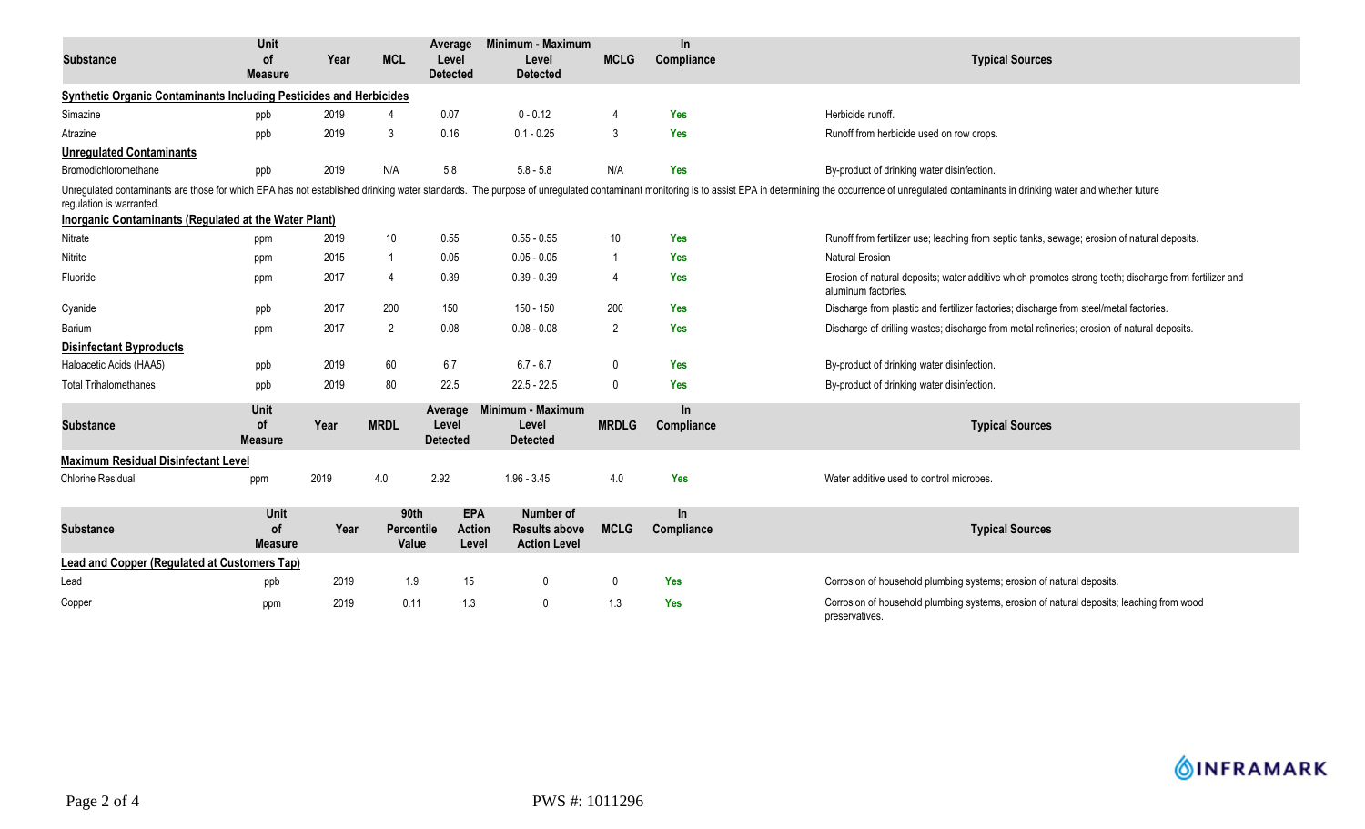| Substance | Unit of Measure | Year | MCL | Average Level Detected | Minimum - Maximum Level Detected | MCLG | In Compliance | Typical Sources |
|---|---|---|---|---|---|---|---|---|
| **Synthetic Organic Contaminants Including Pesticides and Herbicides** | | | | | | | | |
| Simazine | ppb | 2019 | 4 | 0.07 | 0 - 0.12 | 4 | Yes | Herbicide runoff. |
| Atrazine | ppb | 2019 | 3 | 0.16 | 0.1 - 0.25 | 3 | Yes | Runoff from herbicide used on row crops. |
| **Unregulated Contaminants** | | | | | | | | |
| Bromodichloromethane | ppb | 2019 | N/A | 5.8 | 5.8 - 5.8 | N/A | Yes | By-product of drinking water disinfection. |

Unregulated contaminants are those for which EPA has not established drinking water standards. The purpose of unregulated contaminant monitoring is to assist EPA in determining the occurrence of unregulated contaminants in drinking water and whether future regulation is warranted.

| Substance | Unit of Measure | Year | MCL | Average Level Detected | Minimum - Maximum Level Detected | MCLG | In Compliance | Typical Sources |
|---|---|---|---|---|---|---|---|---|
| **Inorganic Contaminants (Regulated at the Water Plant)** | | | | | | | | |
| Nitrate | ppm | 2019 | 10 | 0.55 | 0.55 - 0.55 | 10 | Yes | Runoff from fertilizer use; leaching from septic tanks, sewage; erosion of natural deposits. |
| Nitrite | ppm | 2015 | 1 | 0.05 | 0.05 - 0.05 | 1 | Yes | Natural Erosion |
| Fluoride | ppm | 2017 | 4 | 0.39 | 0.39 - 0.39 | 4 | Yes | Erosion of natural deposits; water additive which promotes strong teeth; discharge from fertilizer and aluminum factories. |
| Cyanide | ppb | 2017 | 200 | 150 | 150 - 150 | 200 | Yes | Discharge from plastic and fertilizer factories; discharge from steel/metal factories. |
| Barium | ppm | 2017 | 2 | 0.08 | 0.08 - 0.08 | 2 | Yes | Discharge of drilling wastes; discharge from metal refineries; erosion of natural deposits. |
| **Disinfectant Byproducts** | | | | | | | | |
| Haloacetic Acids (HAA5) | ppb | 2019 | 60 | 6.7 | 6.7 - 6.7 | 0 | Yes | By-product of drinking water disinfection. |
| Total Trihalomethanes | ppb | 2019 | 80 | 22.5 | 22.5 - 22.5 | 0 | Yes | By-product of drinking water disinfection. |

| Substance | Unit of Measure | Year | MRDL | Average Level Detected | Minimum - Maximum Level Detected | MRDLG | In Compliance | Typical Sources |
|---|---|---|---|---|---|---|---|---|
| **Maximum Residual Disinfectant Level** | | | | | | | | |
| Chlorine Residual | ppm | 2019 | 4.0 | 2.92 | 1.96 - 3.45 | 4.0 | Yes | Water additive used to control microbes. |

| Substance | Unit of Measure | Year | 90th Percentile Value | EPA Action Level | Number of Results above Action Level | MCLG | In Compliance | Typical Sources |
|---|---|---|---|---|---|---|---|---|
| **Lead and Copper (Regulated at Customers Tap)** | | | | | | | | |
| Lead | ppb | 2019 | 1.9 | 15 | 0 | 0 | Yes | Corrosion of household plumbing systems; erosion of natural deposits. |
| Copper | ppm | 2019 | 0.11 | 1.3 | 0 | 1.3 | Yes | Corrosion of household plumbing systems, erosion of natural deposits; leaching from wood preservatives. |

PWS #: 1011296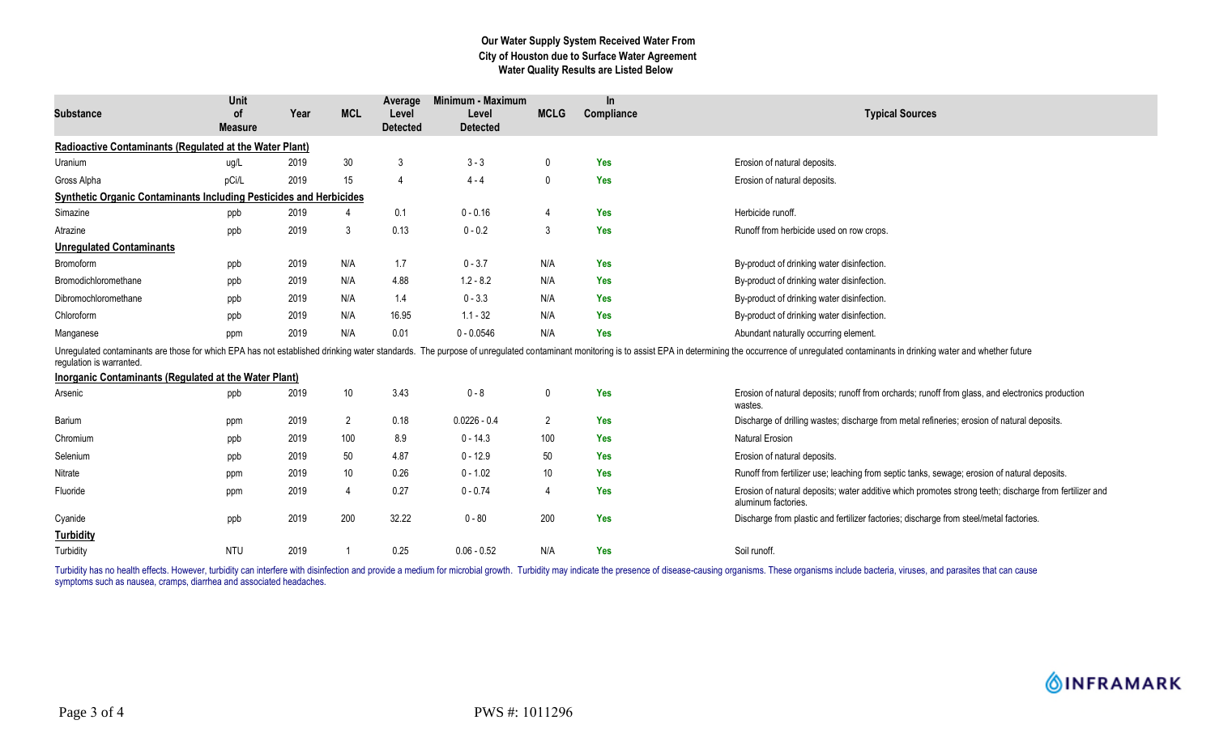**Our Water Supply System Received Water From**
**City of Houston due to Surface Water Agreement**
**Water Quality Results are Listed Below**

| Substance | Unit of Measure | Year | MCL | Average Level Detected | Minimum - Maximum Level Detected | MCLG | In Compliance | Typical Sources |
|---|---|---|---|---|---|---|---|---|
| **Radioactive Contaminants (Regulated at the Water Plant)** | | | | | | | | |
| Uranium | ug/L | 2019 | 30 | 3 | 3 - 3 | 0 | Yes | Erosion of natural deposits. |
| Gross Alpha | pCi/L | 2019 | 15 | 4 | 4 - 4 | 0 | Yes | Erosion of natural deposits. |
| **Synthetic Organic Contaminants Including Pesticides and Herbicides** | | | | | | | | |
| Simazine | ppb | 2019 | 4 | 0.1 | 0 - 0.16 | 4 | Yes | Herbicide runoff. |
| Atrazine | ppb | 2019 | 3 | 0.13 | 0 - 0.2 | 3 | Yes | Runoff from herbicide used on row crops. |
| **Unregulated Contaminants** | | | | | | | | |
| Bromoform | ppb | 2019 | N/A | 1.7 | 0 - 3.7 | N/A | Yes | By-product of drinking water disinfection. |
| Bromodichloromethane | ppb | 2019 | N/A | 4.88 | 1.2 - 8.2 | N/A | Yes | By-product of drinking water disinfection. |
| Dibromochloromethane | ppb | 2019 | N/A | 1.4 | 0 - 3.3 | N/A | Yes | By-product of drinking water disinfection. |
| Chloroform | ppb | 2019 | N/A | 16.95 | 1.1 - 32 | N/A | Yes | By-product of drinking water disinfection. |
| Manganese | ppm | 2019 | N/A | 0.01 | 0 - 0.0546 | N/A | Yes | Abundant naturally occurring element. |

Unregulated contaminants are those for which EPA has not established drinking water standards. The purpose of unregulated contaminant monitoring is to assist EPA in determining the occurrence of unregulated contaminants in drinking water and whether future regulation is warranted.

| Substance | Unit of Measure | Year | MCL | Average Level Detected | Minimum - Maximum Level Detected | MCLG | In Compliance | Typical Sources |
|---|---|---|---|---|---|---|---|---|
| **Inorganic Contaminants (Regulated at the Water Plant)** | | | | | | | | |
| Arsenic | ppb | 2019 | 10 | 3.43 | 0 - 8 | 0 | Yes | Erosion of natural deposits; runoff from orchards; runoff from glass, and electronics production wastes. |
| Barium | ppm | 2019 | 2 | 0.18 | 0.0226 - 0.4 | 2 | Yes | Discharge of drilling wastes; discharge from metal refineries; erosion of natural deposits. |
| Chromium | ppb | 2019 | 100 | 8.9 | 0 - 14.3 | 100 | Yes | Natural Erosion |
| Selenium | ppb | 2019 | 50 | 4.87 | 0 - 12.9 | 50 | Yes | Erosion of natural deposits. |
| Nitrate | ppm | 2019 | 10 | 0.26 | 0 - 1.02 | 10 | Yes | Runoff from fertilizer use; leaching from septic tanks, sewage; erosion of natural deposits. |
| Fluoride | ppm | 2019 | 4 | 0.27 | 0 - 0.74 | 4 | Yes | Erosion of natural deposits; water additive which promotes strong teeth; discharge from fertilizer and aluminum factories. |
| Cyanide | ppb | 2019 | 200 | 32.22 | 0 - 80 | 200 | Yes | Discharge from plastic and fertilizer factories; discharge from steel/metal factories. |
| **Turbidity** | | | | | | | | |
| Turbidity | NTU | 2019 | 1 | 0.25 | 0.06 - 0.52 | N/A | Yes | Soil runoff. |

Turbidity has no health effects. However, turbidity can interfere with disinfection and provide a medium for microbial growth. Turbidity may indicate the presence of disease-causing organisms. These organisms include bacteria, viruses, and parasites that can cause symptoms such as nausea, cramps, diarrhea and associated headaches.

INFRAMARK

PWS #: 1011296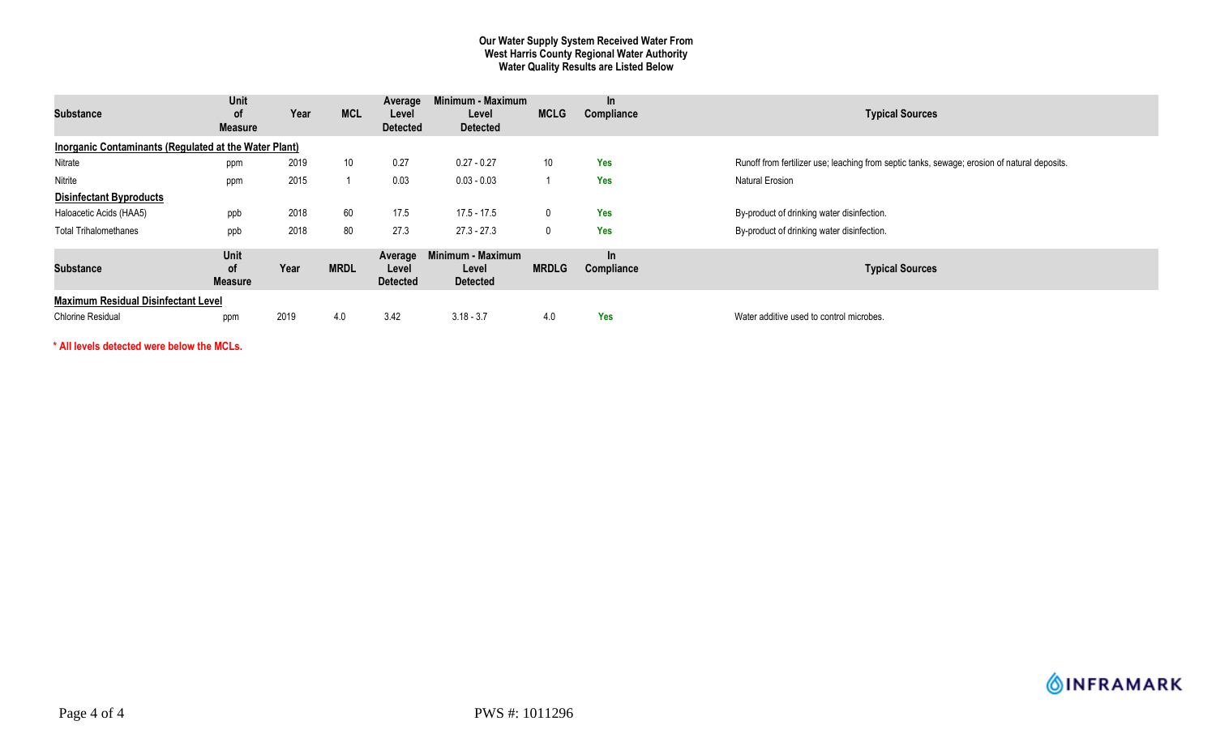**Our Water Supply System Received Water From**
**West Harris County Regional Water Authority**
**Water Quality Results are Listed Below**

| Substance | Unit of Measure | Year | MCL | Average Level Detected | Minimum - Maximum Level Detected | MCLG | In Compliance | Typical Sources |
|---|---|---|---|---|---|---|---|---|
| **Inorganic Contaminants (Regulated at the Water Plant)** | | | | | | | | |
| Nitrate | ppm | 2019 | 10 | 0.27 | 0.27 - 0.27 | 10 | Yes | Runoff from fertilizer use; leaching from septic tanks, sewage; erosion of natural deposits. |
| Nitrite | ppm | 2015 | 1 | 0.03 | 0.03 - 0.03 | 1 | Yes | Natural Erosion |
| **Disinfectant Byproducts** | | | | | | | | |
| Haloacetic Acids (HAA5) | ppb | 2018 | 60 | 17.5 | 17.5 - 17.5 | 0 | Yes | By-product of drinking water disinfection. |
| Total Trihalomethanes | ppb | 2018 | 80 | 27.3 | 27.3 - 27.3 | 0 | Yes | By-product of drinking water disinfection. |

| Substance | Unit of Measure | Year | MRDL | Average Level Detected | Minimum - Maximum Level Detected | MRDLG | In Compliance | Typical Sources |
|---|---|---|---|---|---|---|---|---|
| **Maximum Residual Disinfectant Level** | | | | | | | | |
| Chlorine Residual | ppm | 2019 | 4.0 | 3.42 | 3.18 - 3.7 | 4.0 | Yes | Water additive used to control microbes. |

**\* All levels detected were below the MCLs.**

INFRAMARK

PWS #: 1011296